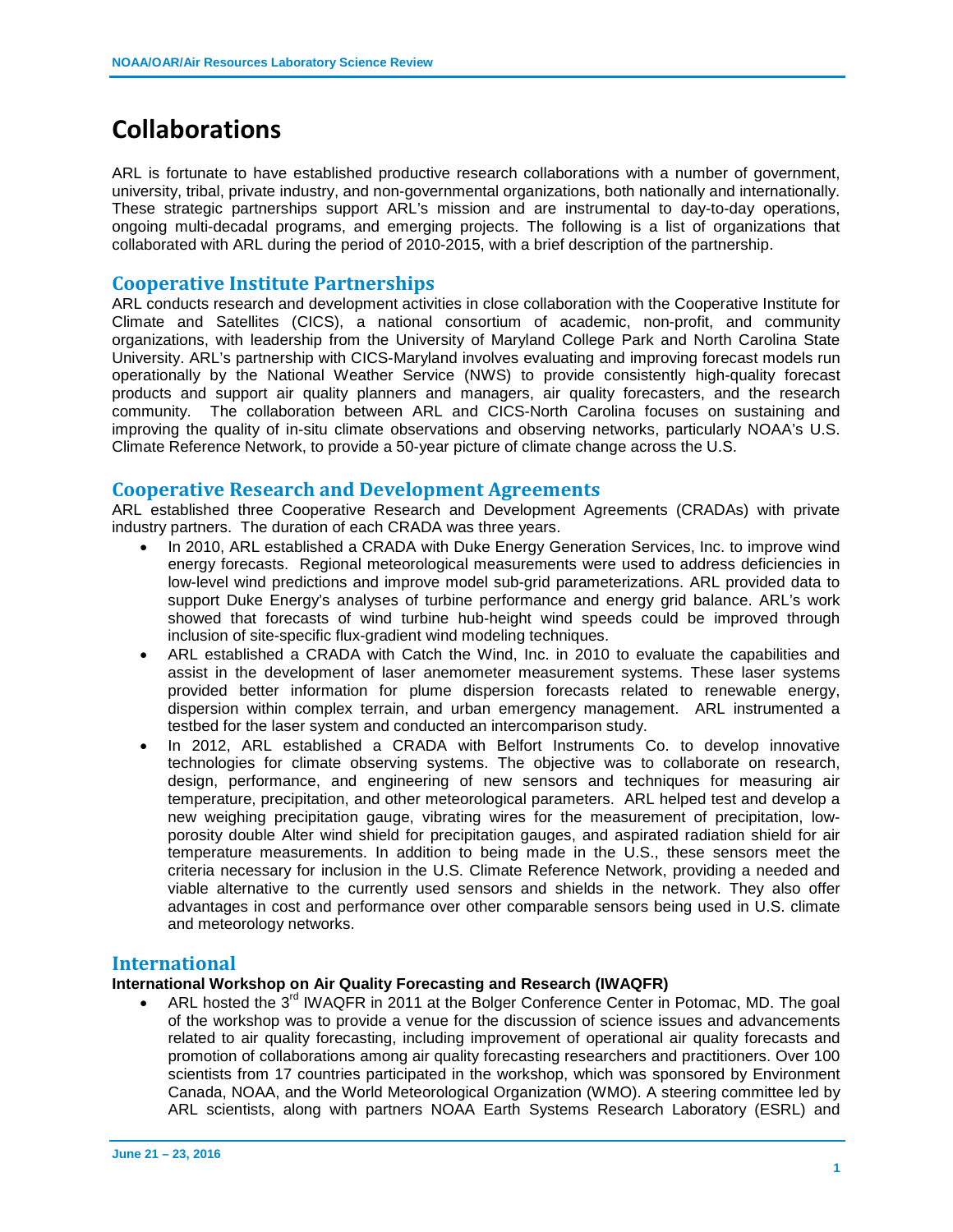# Collaborations

ARL is fortunate to have established productive research collaborations with a number of government, university, tribal, private industry, and non-governmental organizations, both nationally and internationally. These strategic partnerships support ARL's mission and are instrumental to day-to-day operations, ongoing multi-decadal programs, and emerging projects. The following is a list of organizations that collaborated with ARL during the period of 2010-2015, with a brief description of the partnership.

## Cooperative Institute Partnerships

ARL conducts research and development activities in close collaboration with the Cooperative Institute for Climate and Satellites (CICS), a national consortium of academic, non-profit, and community organizations, with leadership from the University of Maryland College Park and North Carolina State University. ARL's partnership with CICS-Maryland involves evaluating and improving forecast models run operationally by the National Weather Service (NWS) to provide consistently high-quality forecast products and support air quality planners and managers, air quality forecasters, and the research community. The collaboration between ARL and CICS-North Carolina focuses on sustaining and improving the quality of in-situ climate observations and observing networks, particularly NOAA's U.S. Climate Reference Network, to provide a 50-year picture of climate change across the U.S.

## Cooperative Research and Development Agreements

ARL established three Cooperative Research and Development Agreements (CRADAs) with private industry partners. The duration of each CRADA was three years.

- In 2010, ARL established a CRADA with Duke Energy Generation Services, Inc. to improve wind energy forecasts. Regional meteorological measurements were used to address deficiencies in low-level wind predictions and improve model sub-grid parameterizations. ARL provided data to support Duke Energy's analyses of turbine performance and energy grid balance. ARL's work showed that forecasts of wind turbine hub-height wind speeds could be improved through inclusion of site-specific flux-gradient wind modeling techniques.
- ARL established a CRADA with Catch the Wind, Inc. in 2010 to evaluate the capabilities and assist in the development of laser anemometer measurement systems. These laser systems provided better information for plume dispersion forecasts related to renewable energy, dispersion within complex terrain, and urban emergency management. ARL instrumented a testbed for the laser system and conducted an intercomparison study.
- In 2012, ARL established a CRADA with Belfort Instruments Co. to develop innovative technologies for climate observing systems. The objective was to collaborate on research, design, performance, and engineering of new sensors and techniques for measuring air temperature, precipitation, and other meteorological parameters. ARL helped test and develop a new weighing precipitation gauge, vibrating wires for the measurement of precipitation, low-porosity double Alter wind shield for precipitation gauges, and aspirated radiation shield for air temperature measurements. In addition to being made in the U.S., these sensors meet the criteria necessary for inclusion in the U.S. Climate Reference Network, providing a needed and viable alternative to the currently used sensors and shields in the network. They also offer advantages in cost and performance over other comparable sensors being used in U.S. climate and meteorology networks.

## International

**International Workshop on Air Quality Forecasting and Research (IWAQFR)**

- ARL hosted the 3rd IWAQFR in 2011 at the Bolger Conference Center in Potomac, MD. The goal of the workshop was to provide a venue for the discussion of science issues and advancements related to air quality forecasting, including improvement of operational air quality forecasts and promotion of collaborations among air quality forecasting researchers and practitioners. Over 100 scientists from 17 countries participated in the workshop, which was sponsored by Environment Canada, NOAA, and the World Meteorological Organization (WMO). A steering committee led by ARL scientists, along with partners NOAA Earth Systems Research Laboratory (ESRL) and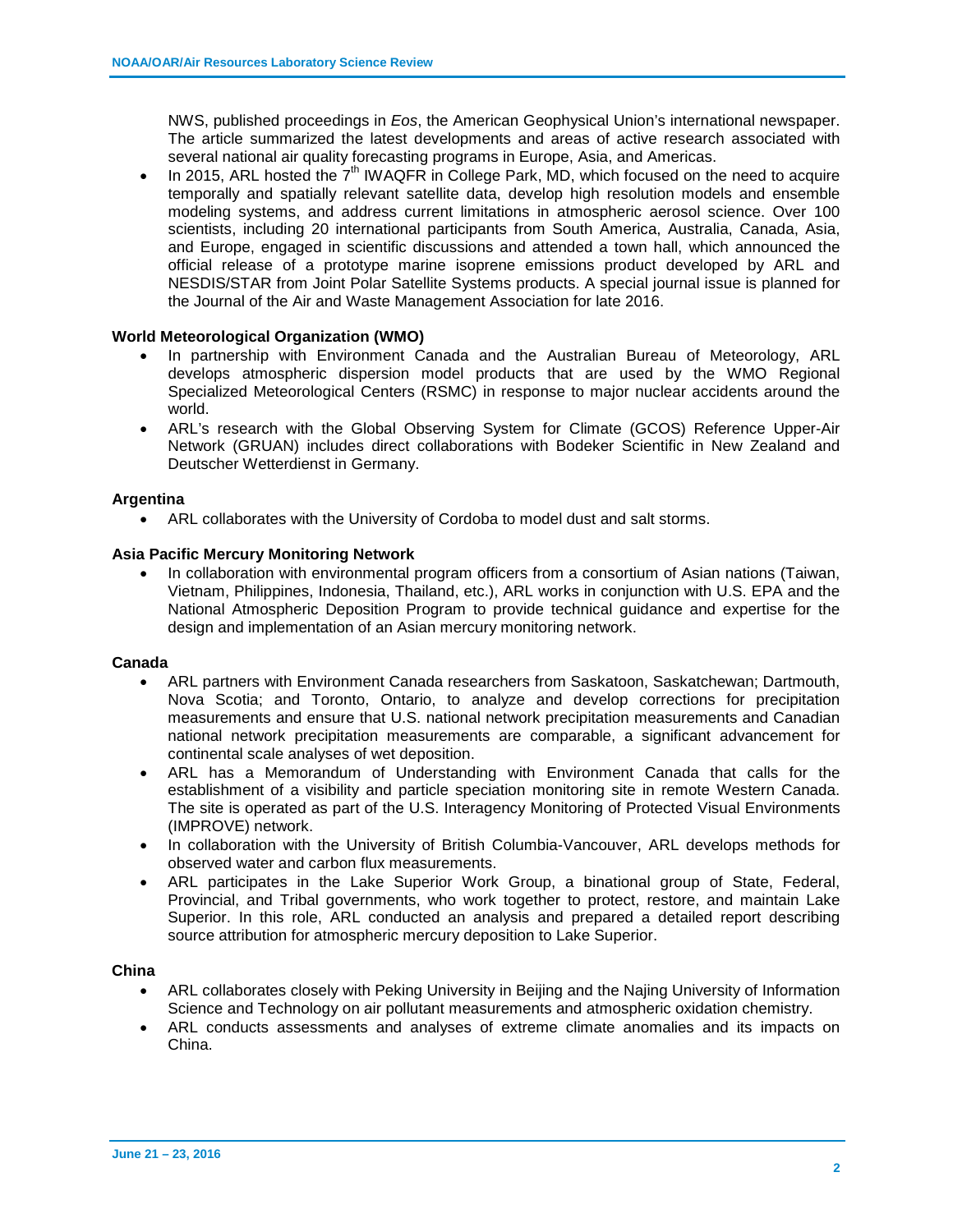NWS, published proceedings in *Eos*, the American Geophysical Union's international newspaper. The article summarized the latest developments and areas of active research associated with several national air quality forecasting programs in Europe, Asia, and Americas.

- In 2015, ARL hosted the 7th IWAQFR in College Park, MD, which focused on the need to acquire temporally and spatially relevant satellite data, develop high resolution models and ensemble modeling systems, and address current limitations in atmospheric aerosol science. Over 100 scientists, including 20 international participants from South America, Australia, Canada, Asia, and Europe, engaged in scientific discussions and attended a town hall, which announced the official release of a prototype marine isoprene emissions product developed by ARL and NESDIS/STAR from Joint Polar Satellite Systems products. A special journal issue is planned for the Journal of the Air and Waste Management Association for late 2016.

**World Meteorological Organization (WMO)**

- In partnership with Environment Canada and the Australian Bureau of Meteorology, ARL develops atmospheric dispersion model products that are used by the WMO Regional Specialized Meteorological Centers (RSMC) in response to major nuclear accidents around the world.
- ARL's research with the Global Observing System for Climate (GCOS) Reference Upper-Air Network (GRUAN) includes direct collaborations with Bodeker Scientific in New Zealand and Deutscher Wetterdienst in Germany.

**Argentina**

- ARL collaborates with the University of Cordoba to model dust and salt storms.

**Asia Pacific Mercury Monitoring Network**

- In collaboration with environmental program officers from a consortium of Asian nations (Taiwan, Vietnam, Philippines, Indonesia, Thailand, etc.), ARL works in conjunction with U.S. EPA and the National Atmospheric Deposition Program to provide technical guidance and expertise for the design and implementation of an Asian mercury monitoring network.

**Canada**

- ARL partners with Environment Canada researchers from Saskatoon, Saskatchewan; Dartmouth, Nova Scotia; and Toronto, Ontario, to analyze and develop corrections for precipitation measurements and ensure that U.S. national network precipitation measurements and Canadian national network precipitation measurements are comparable, a significant advancement for continental scale analyses of wet deposition.
- ARL has a Memorandum of Understanding with Environment Canada that calls for the establishment of a visibility and particle speciation monitoring site in remote Western Canada. The site is operated as part of the U.S. Interagency Monitoring of Protected Visual Environments (IMPROVE) network.
- In collaboration with the University of British Columbia-Vancouver, ARL develops methods for observed water and carbon flux measurements.
- ARL participates in the Lake Superior Work Group, a binational group of State, Federal, Provincial, and Tribal governments, who work together to protect, restore, and maintain Lake Superior. In this role, ARL conducted an analysis and prepared a detailed report describing source attribution for atmospheric mercury deposition to Lake Superior.

**China**

- ARL collaborates closely with Peking University in Beijing and the Najing University of Information Science and Technology on air pollutant measurements and atmospheric oxidation chemistry.
- ARL conducts assessments and analyses of extreme climate anomalies and its impacts on China.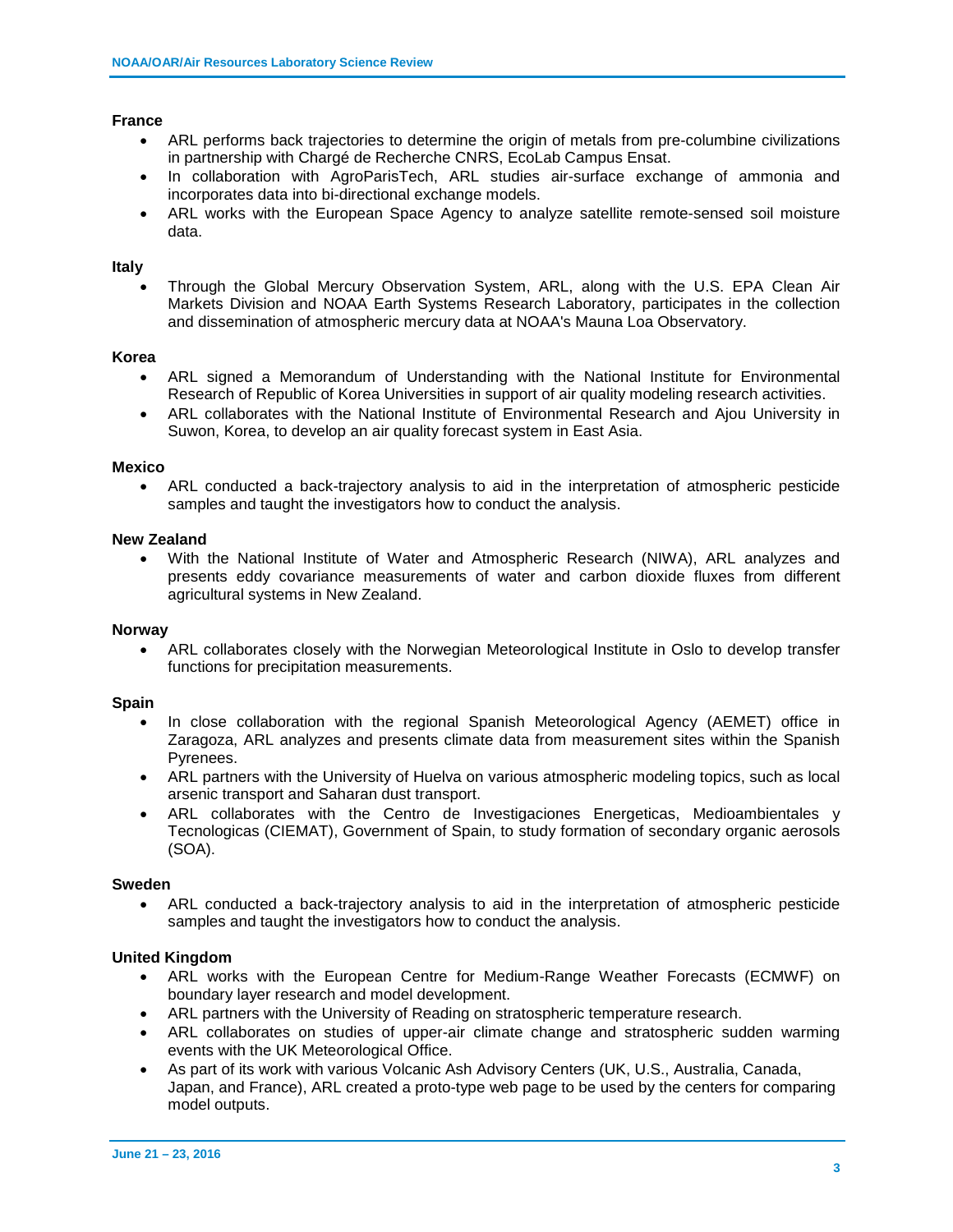**France**

- ARL performs back trajectories to determine the origin of metals from pre-columbine civilizations in partnership with Chargé de Recherche CNRS, EcoLab Campus Ensat.
- In collaboration with AgroParisTech, ARL studies air-surface exchange of ammonia and incorporates data into bi-directional exchange models.
- ARL works with the European Space Agency to analyze satellite remote-sensed soil moisture data.

**Italy**

- Through the Global Mercury Observation System, ARL, along with the U.S. EPA Clean Air Markets Division and NOAA Earth Systems Research Laboratory, participates in the collection and dissemination of atmospheric mercury data at NOAA's Mauna Loa Observatory.

**Korea**

- ARL signed a Memorandum of Understanding with the National Institute for Environmental Research of Republic of Korea Universities in support of air quality modeling research activities.
- ARL collaborates with the National Institute of Environmental Research and Ajou University in Suwon, Korea, to develop an air quality forecast system in East Asia.

**Mexico**

- ARL conducted a back-trajectory analysis to aid in the interpretation of atmospheric pesticide samples and taught the investigators how to conduct the analysis.

**New Zealand**

- With the National Institute of Water and Atmospheric Research (NIWA), ARL analyzes and presents eddy covariance measurements of water and carbon dioxide fluxes from different agricultural systems in New Zealand.

**Norway**

- ARL collaborates closely with the Norwegian Meteorological Institute in Oslo to develop transfer functions for precipitation measurements.

**Spain**

- In close collaboration with the regional Spanish Meteorological Agency (AEMET) office in Zaragoza, ARL analyzes and presents climate data from measurement sites within the Spanish Pyrenees.
- ARL partners with the University of Huelva on various atmospheric modeling topics, such as local arsenic transport and Saharan dust transport.
- ARL collaborates with the Centro de Investigaciones Energeticas, Medioambientales y Tecnologicas (CIEMAT), Government of Spain, to study formation of secondary organic aerosols (SOA).

**Sweden**

- ARL conducted a back-trajectory analysis to aid in the interpretation of atmospheric pesticide samples and taught the investigators how to conduct the analysis.

**United Kingdom**

- ARL works with the European Centre for Medium-Range Weather Forecasts (ECMWF) on boundary layer research and model development.
- ARL partners with the University of Reading on stratospheric temperature research.
- ARL collaborates on studies of upper-air climate change and stratospheric sudden warming events with the UK Meteorological Office.
- As part of its work with various Volcanic Ash Advisory Centers (UK, U.S., Australia, Canada, Japan, and France), ARL created a proto-type web page to be used by the centers for comparing model outputs.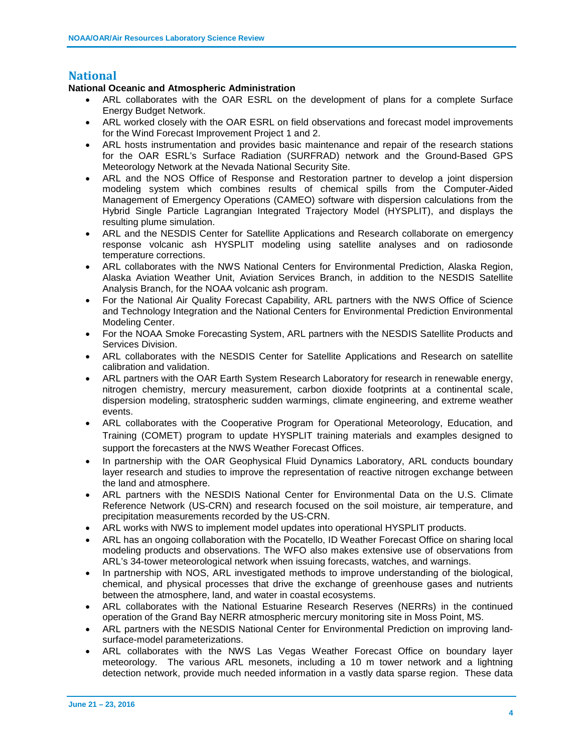## National

**National Oceanic and Atmospheric Administration**

- ARL collaborates with the OAR ESRL on the development of plans for a complete Surface Energy Budget Network.
- ARL worked closely with the OAR ESRL on field observations and forecast model improvements for the Wind Forecast Improvement Project 1 and 2.
- ARL hosts instrumentation and provides basic maintenance and repair of the research stations for the OAR ESRL's Surface Radiation (SURFRAD) network and the Ground-Based GPS Meteorology Network at the Nevada National Security Site.
- ARL and the NOS Office of Response and Restoration partner to develop a joint dispersion modeling system which combines results of chemical spills from the Computer-Aided Management of Emergency Operations (CAMEO) software with dispersion calculations from the Hybrid Single Particle Lagrangian Integrated Trajectory Model (HYSPLIT), and displays the resulting plume simulation.
- ARL and the NESDIS Center for Satellite Applications and Research collaborate on emergency response volcanic ash HYSPLIT modeling using satellite analyses and on radiosonde temperature corrections.
- ARL collaborates with the NWS National Centers for Environmental Prediction, Alaska Region, Alaska Aviation Weather Unit, Aviation Services Branch, in addition to the NESDIS Satellite Analysis Branch, for the NOAA volcanic ash program.
- For the National Air Quality Forecast Capability, ARL partners with the NWS Office of Science and Technology Integration and the National Centers for Environmental Prediction Environmental Modeling Center.
- For the NOAA Smoke Forecasting System, ARL partners with the NESDIS Satellite Products and Services Division.
- ARL collaborates with the NESDIS Center for Satellite Applications and Research on satellite calibration and validation.
- ARL partners with the OAR Earth System Research Laboratory for research in renewable energy, nitrogen chemistry, mercury measurement, carbon dioxide footprints at a continental scale, dispersion modeling, stratospheric sudden warmings, climate engineering, and extreme weather events.
- ARL collaborates with the Cooperative Program for Operational Meteorology, Education, and Training (COMET) program to update HYSPLIT training materials and examples designed to support the forecasters at the NWS Weather Forecast Offices.
- In partnership with the OAR Geophysical Fluid Dynamics Laboratory, ARL conducts boundary layer research and studies to improve the representation of reactive nitrogen exchange between the land and atmosphere.
- ARL partners with the NESDIS National Center for Environmental Data on the U.S. Climate Reference Network (US-CRN) and research focused on the soil moisture, air temperature, and precipitation measurements recorded by the US-CRN.
- ARL works with NWS to implement model updates into operational HYSPLIT products.
- ARL has an ongoing collaboration with the Pocatello, ID Weather Forecast Office on sharing local modeling products and observations. The WFO also makes extensive use of observations from ARL's 34-tower meteorological network when issuing forecasts, watches, and warnings.
- In partnership with NOS, ARL investigated methods to improve understanding of the biological, chemical, and physical processes that drive the exchange of greenhouse gases and nutrients between the atmosphere, land, and water in coastal ecosystems.
- ARL collaborates with the National Estuarine Research Reserves (NERRs) in the continued operation of the Grand Bay NERR atmospheric mercury monitoring site in Moss Point, MS.
- ARL partners with the NESDIS National Center for Environmental Prediction on improving land-surface-model parameterizations.
- ARL collaborates with the NWS Las Vegas Weather Forecast Office on boundary layer meteorology. The various ARL mesonets, including a 10 m tower network and a lightning detection network, provide much needed information in a vastly data sparse region. These data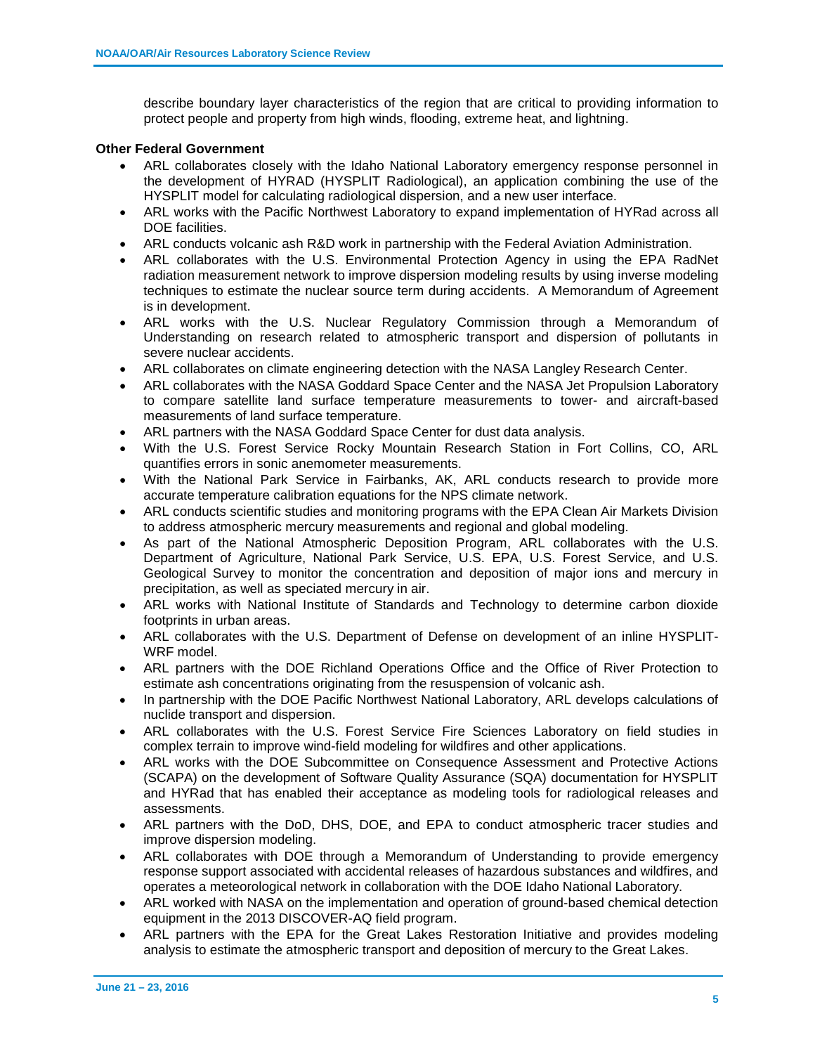describe boundary layer characteristics of the region that are critical to providing information to protect people and property from high winds, flooding, extreme heat, and lightning.

**Other Federal Government**

- ARL collaborates closely with the Idaho National Laboratory emergency response personnel in the development of HYRAD (HYSPLIT Radiological), an application combining the use of the HYSPLIT model for calculating radiological dispersion, and a new user interface.
- ARL works with the Pacific Northwest Laboratory to expand implementation of HYRad across all DOE facilities.
- ARL conducts volcanic ash R&D work in partnership with the Federal Aviation Administration.
- ARL collaborates with the U.S. Environmental Protection Agency in using the EPA RadNet radiation measurement network to improve dispersion modeling results by using inverse modeling techniques to estimate the nuclear source term during accidents. A Memorandum of Agreement is in development.
- ARL works with the U.S. Nuclear Regulatory Commission through a Memorandum of Understanding on research related to atmospheric transport and dispersion of pollutants in severe nuclear accidents.
- ARL collaborates on climate engineering detection with the NASA Langley Research Center.
- ARL collaborates with the NASA Goddard Space Center and the NASA Jet Propulsion Laboratory to compare satellite land surface temperature measurements to tower- and aircraft-based measurements of land surface temperature.
- ARL partners with the NASA Goddard Space Center for dust data analysis.
- With the U.S. Forest Service Rocky Mountain Research Station in Fort Collins, CO, ARL quantifies errors in sonic anemometer measurements.
- With the National Park Service in Fairbanks, AK, ARL conducts research to provide more accurate temperature calibration equations for the NPS climate network.
- ARL conducts scientific studies and monitoring programs with the EPA Clean Air Markets Division to address atmospheric mercury measurements and regional and global modeling.
- As part of the National Atmospheric Deposition Program, ARL collaborates with the U.S. Department of Agriculture, National Park Service, U.S. EPA, U.S. Forest Service, and U.S. Geological Survey to monitor the concentration and deposition of major ions and mercury in precipitation, as well as speciated mercury in air.
- ARL works with National Institute of Standards and Technology to determine carbon dioxide footprints in urban areas.
- ARL collaborates with the U.S. Department of Defense on development of an inline HYSPLIT-WRF model.
- ARL partners with the DOE Richland Operations Office and the Office of River Protection to estimate ash concentrations originating from the resuspension of volcanic ash.
- In partnership with the DOE Pacific Northwest National Laboratory, ARL develops calculations of nuclide transport and dispersion.
- ARL collaborates with the U.S. Forest Service Fire Sciences Laboratory on field studies in complex terrain to improve wind-field modeling for wildfires and other applications.
- ARL works with the DOE Subcommittee on Consequence Assessment and Protective Actions (SCAPA) on the development of Software Quality Assurance (SQA) documentation for HYSPLIT and HYRad that has enabled their acceptance as modeling tools for radiological releases and assessments.
- ARL partners with the DoD, DHS, DOE, and EPA to conduct atmospheric tracer studies and improve dispersion modeling.
- ARL collaborates with DOE through a Memorandum of Understanding to provide emergency response support associated with accidental releases of hazardous substances and wildfires, and operates a meteorological network in collaboration with the DOE Idaho National Laboratory.
- ARL worked with NASA on the implementation and operation of ground-based chemical detection equipment in the 2013 DISCOVER-AQ field program.
- ARL partners with the EPA for the Great Lakes Restoration Initiative and provides modeling analysis to estimate the atmospheric transport and deposition of mercury to the Great Lakes.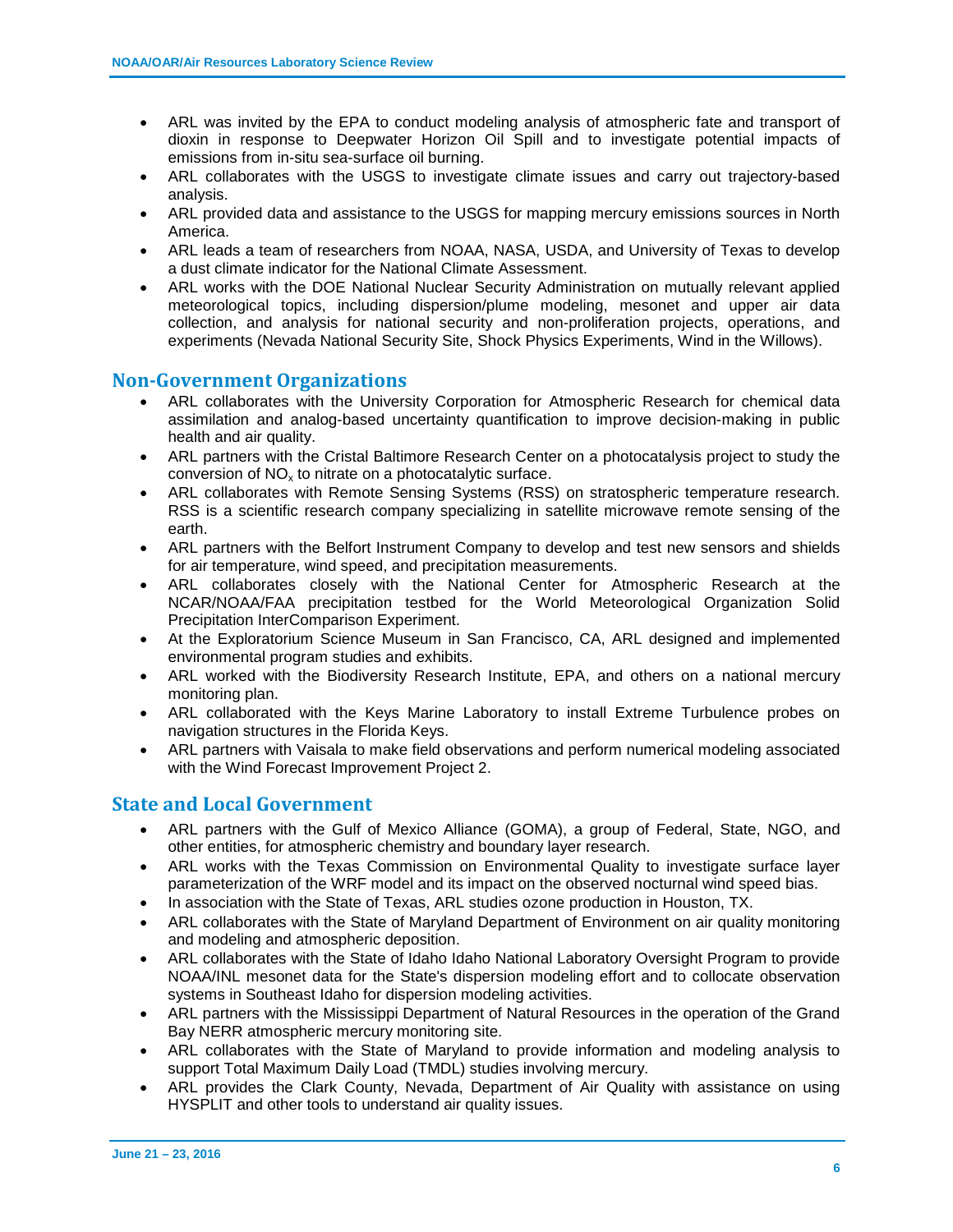- ARL was invited by the EPA to conduct modeling analysis of atmospheric fate and transport of dioxin in response to Deepwater Horizon Oil Spill and to investigate potential impacts of emissions from in-situ sea-surface oil burning.
- ARL collaborates with the USGS to investigate climate issues and carry out trajectory-based analysis.
- ARL provided data and assistance to the USGS for mapping mercury emissions sources in North America.
- ARL leads a team of researchers from NOAA, NASA, USDA, and University of Texas to develop a dust climate indicator for the National Climate Assessment.
- ARL works with the DOE National Nuclear Security Administration on mutually relevant applied meteorological topics, including dispersion/plume modeling, mesonet and upper air data collection, and analysis for national security and non-proliferation projects, operations, and experiments (Nevada National Security Site, Shock Physics Experiments, Wind in the Willows).

## Non-Government Organizations

- ARL collaborates with the University Corporation for Atmospheric Research for chemical data assimilation and analog-based uncertainty quantification to improve decision-making in public health and air quality.
- ARL partners with the Cristal Baltimore Research Center on a photocatalysis project to study the conversion of $NO_x$ to nitrate on a photocatalytic surface.
- ARL collaborates with Remote Sensing Systems (RSS) on stratospheric temperature research. RSS is a scientific research company specializing in satellite microwave remote sensing of the earth.
- ARL partners with the Belfort Instrument Company to develop and test new sensors and shields for air temperature, wind speed, and precipitation measurements.
- ARL collaborates closely with the National Center for Atmospheric Research at the NCAR/NOAA/FAA precipitation testbed for the World Meteorological Organization Solid Precipitation InterComparison Experiment.
- At the Exploratorium Science Museum in San Francisco, CA, ARL designed and implemented environmental program studies and exhibits.
- ARL worked with the Biodiversity Research Institute, EPA, and others on a national mercury monitoring plan.
- ARL collaborated with the Keys Marine Laboratory to install Extreme Turbulence probes on navigation structures in the Florida Keys.
- ARL partners with Vaisala to make field observations and perform numerical modeling associated with the Wind Forecast Improvement Project 2.

## State and Local Government

- ARL partners with the Gulf of Mexico Alliance (GOMA), a group of Federal, State, NGO, and other entities, for atmospheric chemistry and boundary layer research.
- ARL works with the Texas Commission on Environmental Quality to investigate surface layer parameterization of the WRF model and its impact on the observed nocturnal wind speed bias.
- In association with the State of Texas, ARL studies ozone production in Houston, TX.
- ARL collaborates with the State of Maryland Department of Environment on air quality monitoring and modeling and atmospheric deposition.
- ARL collaborates with the State of Idaho Idaho National Laboratory Oversight Program to provide NOAA/INL mesonet data for the State's dispersion modeling effort and to collocate observation systems in Southeast Idaho for dispersion modeling activities.
- ARL partners with the Mississippi Department of Natural Resources in the operation of the Grand Bay NERR atmospheric mercury monitoring site.
- ARL collaborates with the State of Maryland to provide information and modeling analysis to support Total Maximum Daily Load (TMDL) studies involving mercury.
- ARL provides the Clark County, Nevada, Department of Air Quality with assistance on using HYSPLIT and other tools to understand air quality issues.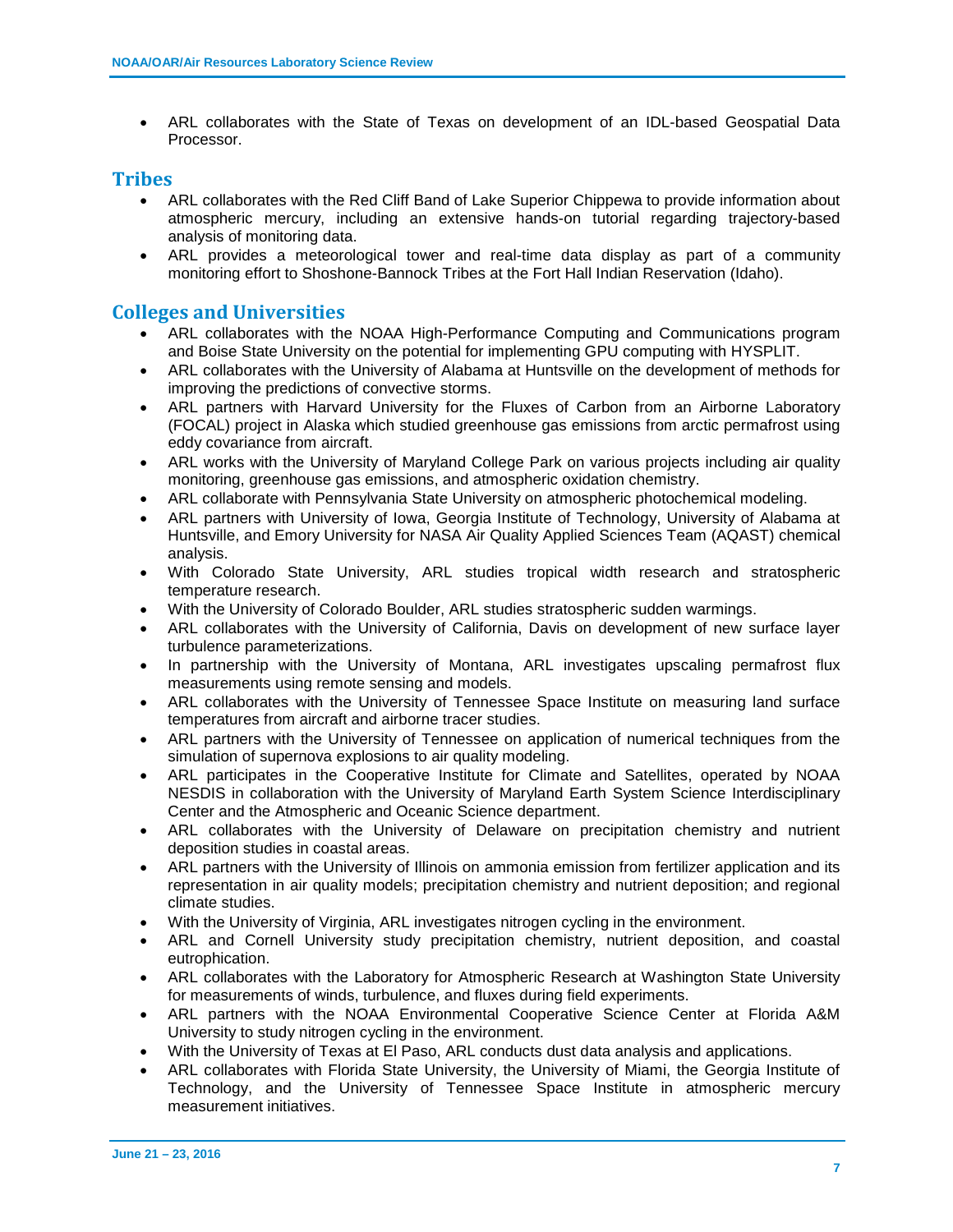- ARL collaborates with the State of Texas on development of an IDL-based Geospatial Data Processor.

## Tribes

- ARL collaborates with the Red Cliff Band of Lake Superior Chippewa to provide information about atmospheric mercury, including an extensive hands-on tutorial regarding trajectory-based analysis of monitoring data.
- ARL provides a meteorological tower and real-time data display as part of a community monitoring effort to Shoshone-Bannock Tribes at the Fort Hall Indian Reservation (Idaho).

## Colleges and Universities

- ARL collaborates with the NOAA High-Performance Computing and Communications program and Boise State University on the potential for implementing GPU computing with HYSPLIT.
- ARL collaborates with the University of Alabama at Huntsville on the development of methods for improving the predictions of convective storms.
- ARL partners with Harvard University for the Fluxes of Carbon from an Airborne Laboratory (FOCAL) project in Alaska which studied greenhouse gas emissions from arctic permafrost using eddy covariance from aircraft.
- ARL works with the University of Maryland College Park on various projects including air quality monitoring, greenhouse gas emissions, and atmospheric oxidation chemistry.
- ARL collaborate with Pennsylvania State University on atmospheric photochemical modeling.
- ARL partners with University of Iowa, Georgia Institute of Technology, University of Alabama at Huntsville, and Emory University for NASA Air Quality Applied Sciences Team (AQAST) chemical analysis.
- With Colorado State University, ARL studies tropical width research and stratospheric temperature research.
- With the University of Colorado Boulder, ARL studies stratospheric sudden warmings.
- ARL collaborates with the University of California, Davis on development of new surface layer turbulence parameterizations.
- In partnership with the University of Montana, ARL investigates upscaling permafrost flux measurements using remote sensing and models.
- ARL collaborates with the University of Tennessee Space Institute on measuring land surface temperatures from aircraft and airborne tracer studies.
- ARL partners with the University of Tennessee on application of numerical techniques from the simulation of supernova explosions to air quality modeling.
- ARL participates in the Cooperative Institute for Climate and Satellites, operated by NOAA NESDIS in collaboration with the University of Maryland Earth System Science Interdisciplinary Center and the Atmospheric and Oceanic Science department.
- ARL collaborates with the University of Delaware on precipitation chemistry and nutrient deposition studies in coastal areas.
- ARL partners with the University of Illinois on ammonia emission from fertilizer application and its representation in air quality models; precipitation chemistry and nutrient deposition; and regional climate studies.
- With the University of Virginia, ARL investigates nitrogen cycling in the environment.
- ARL and Cornell University study precipitation chemistry, nutrient deposition, and coastal eutrophication.
- ARL collaborates with the Laboratory for Atmospheric Research at Washington State University for measurements of winds, turbulence, and fluxes during field experiments.
- ARL partners with the NOAA Environmental Cooperative Science Center at Florida A&M University to study nitrogen cycling in the environment.
- With the University of Texas at El Paso, ARL conducts dust data analysis and applications.
- ARL collaborates with Florida State University, the University of Miami, the Georgia Institute of Technology, and the University of Tennessee Space Institute in atmospheric mercury measurement initiatives.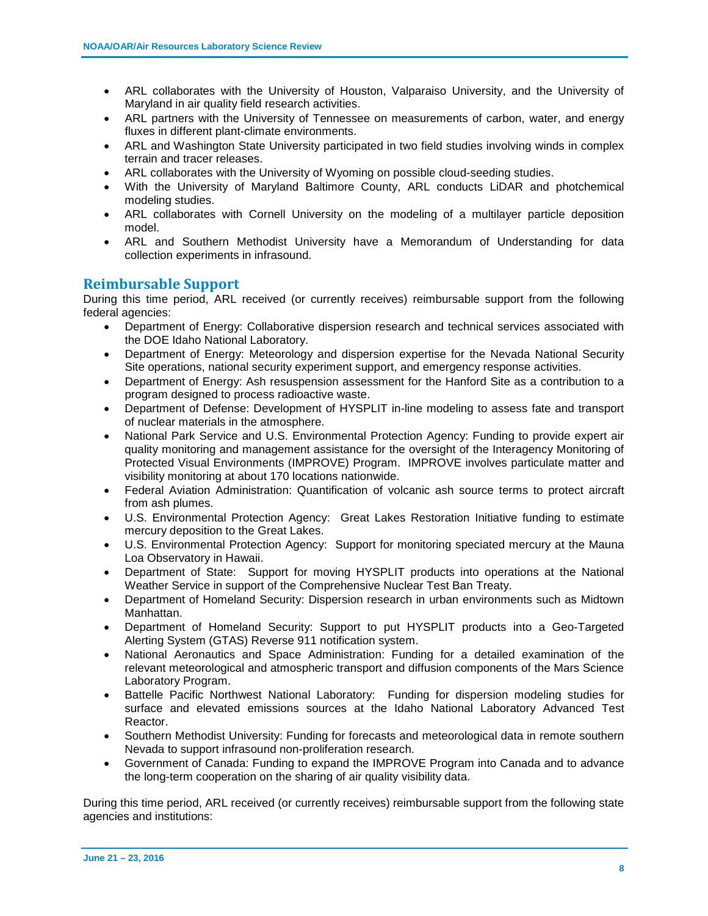- ARL collaborates with the University of Houston, Valparaiso University, and the University of Maryland in air quality field research activities.
- ARL partners with the University of Tennessee on measurements of carbon, water, and energy fluxes in different plant-climate environments.
- ARL and Washington State University participated in two field studies involving winds in complex terrain and tracer releases.
- ARL collaborates with the University of Wyoming on possible cloud-seeding studies.
- With the University of Maryland Baltimore County, ARL conducts LiDAR and photchemical modeling studies.
- ARL collaborates with Cornell University on the modeling of a multilayer particle deposition model.
- ARL and Southern Methodist University have a Memorandum of Understanding for data collection experiments in infrasound.

## Reimbursable Support

During this time period, ARL received (or currently receives) reimbursable support from the following federal agencies:

- Department of Energy: Collaborative dispersion research and technical services associated with the DOE Idaho National Laboratory.
- Department of Energy: Meteorology and dispersion expertise for the Nevada National Security Site operations, national security experiment support, and emergency response activities.
- Department of Energy: Ash resuspension assessment for the Hanford Site as a contribution to a program designed to process radioactive waste.
- Department of Defense: Development of HYSPLIT in-line modeling to assess fate and transport of nuclear materials in the atmosphere.
- National Park Service and U.S. Environmental Protection Agency: Funding to provide expert air quality monitoring and management assistance for the oversight of the Interagency Monitoring of Protected Visual Environments (IMPROVE) Program. IMPROVE involves particulate matter and visibility monitoring at about 170 locations nationwide.
- Federal Aviation Administration: Quantification of volcanic ash source terms to protect aircraft from ash plumes.
- U.S. Environmental Protection Agency: Great Lakes Restoration Initiative funding to estimate mercury deposition to the Great Lakes.
- U.S. Environmental Protection Agency: Support for monitoring speciated mercury at the Mauna Loa Observatory in Hawaii.
- Department of State: Support for moving HYSPLIT products into operations at the National Weather Service in support of the Comprehensive Nuclear Test Ban Treaty.
- Department of Homeland Security: Dispersion research in urban environments such as Midtown Manhattan.
- Department of Homeland Security: Support to put HYSPLIT products into a Geo-Targeted Alerting System (GTAS) Reverse 911 notification system.
- National Aeronautics and Space Administration: Funding for a detailed examination of the relevant meteorological and atmospheric transport and diffusion components of the Mars Science Laboratory Program.
- Battelle Pacific Northwest National Laboratory: Funding for dispersion modeling studies for surface and elevated emissions sources at the Idaho National Laboratory Advanced Test Reactor.
- Southern Methodist University: Funding for forecasts and meteorological data in remote southern Nevada to support infrasound non-proliferation research.
- Government of Canada: Funding to expand the IMPROVE Program into Canada and to advance the long-term cooperation on the sharing of air quality visibility data.

During this time period, ARL received (or currently receives) reimbursable support from the following state agencies and institutions: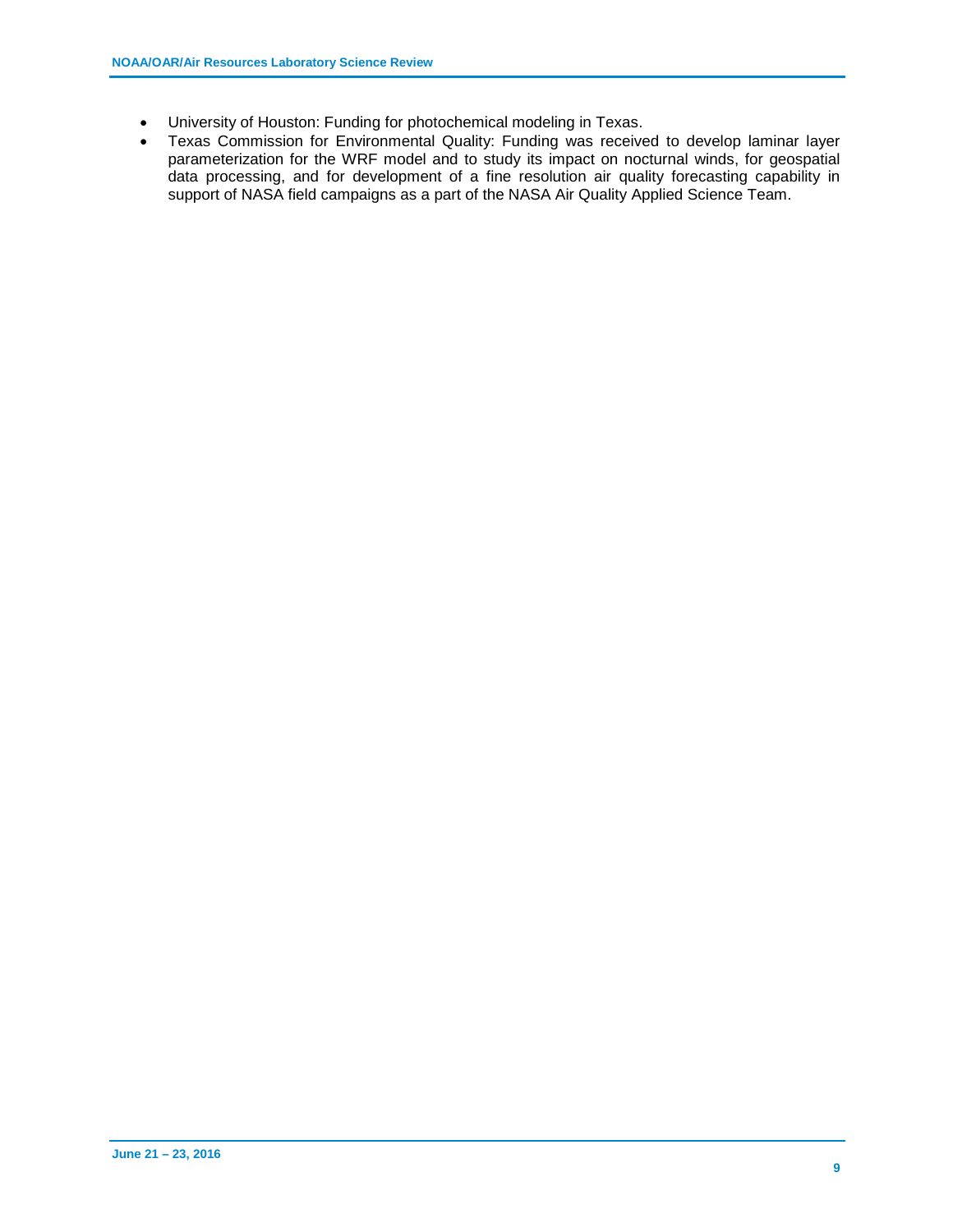- University of Houston: Funding for photochemical modeling in Texas.
- Texas Commission for Environmental Quality: Funding was received to develop laminar layer parameterization for the WRF model and to study its impact on nocturnal winds, for geospatial data processing, and for development of a fine resolution air quality forecasting capability in support of NASA field campaigns as a part of the NASA Air Quality Applied Science Team.